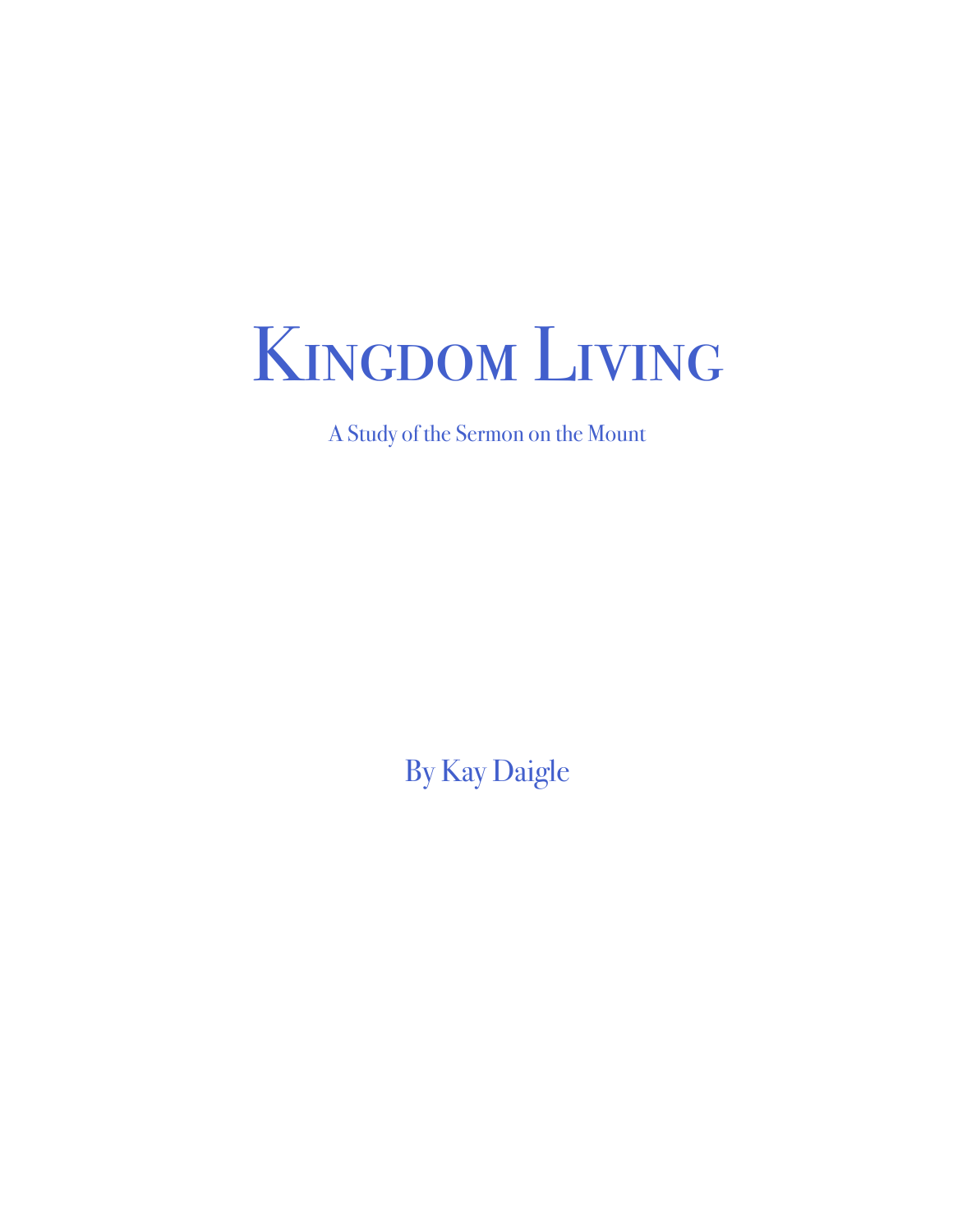# Kingdom Living

A Study of the Sermon on the Mount

By Kay Daigle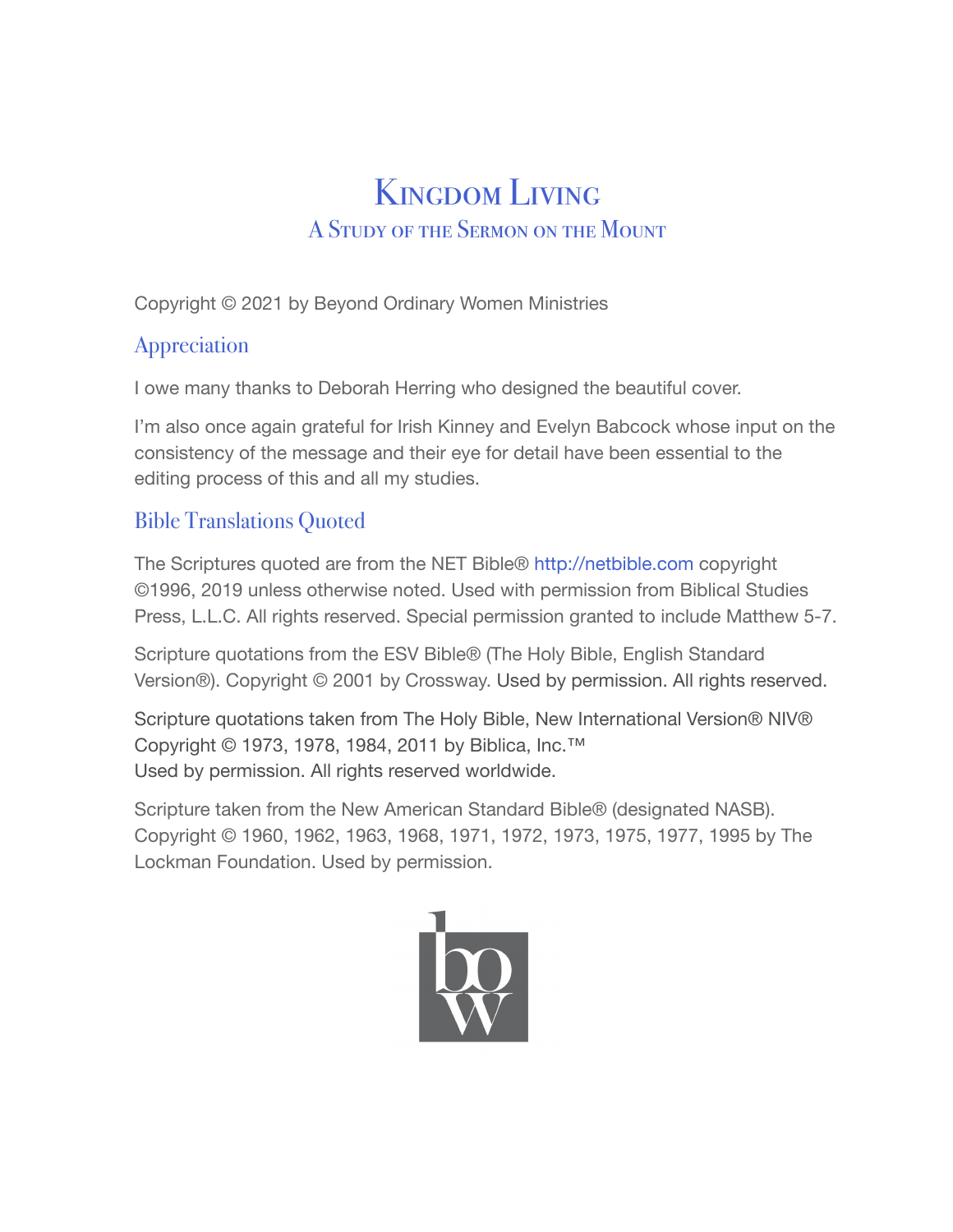# Kingdom Living

## A Study of the Sermon on the Mount

Copyright © 2021 by Beyond Ordinary Women Ministries

### Appreciation

I owe many thanks to Deborah Herring who designed the beautiful cover.

I'm also once again grateful for Irish Kinney and Evelyn Babcock whose input on the consistency of the message and their eye for detail have been essential to the editing process of this and all my studies.

### Bible Translations Quoted

The Scriptures quoted are from the NET Bible® http://netbible.com copyright ©1996, 2019 unless otherwise noted. Used with permission from Biblical Studies Press, L.L.C. All rights reserved. Special permission granted to include Matthew 5-7.

Scripture quotations from the ESV Bible® (The Holy Bible, English Standard Version®). Copyright © 2001 by Crossway. Used by permission. All rights reserved.

Scripture quotations taken from The Holy Bible, New International Version® NIV® Copyright © 1973, 1978, 1984, 2011 by Biblica, Inc.™
Used by permission. All rights reserved worldwide.

Scripture taken from the New American Standard Bible® (designated NASB). Copyright © 1960, 1962, 1963, 1968, 1971, 1972, 1973, 1975, 1977, 1995 by The Lockman Foundation. Used by permission.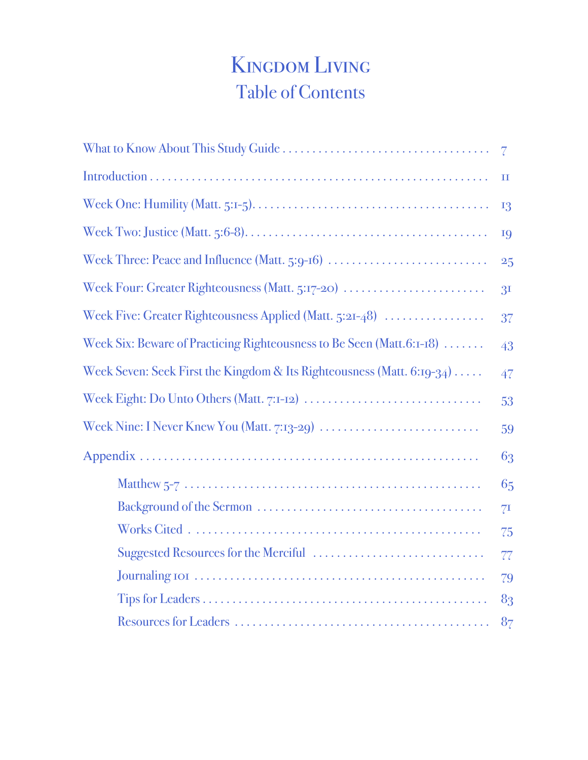# Kingdom Living

## Table of Contents

- What to Know About This Study Guide ........ 7
- Introduction ........ 11
- Week One: Humility (Matt. 5:1-5) ........ 13
- Week Two: Justice (Matt. 5:6-8) ........ 19
- Week Three: Peace and Influence (Matt. 5:9-16) ........ 25
- Week Four: Greater Righteousness (Matt. 5:17-20) ........ 31
- Week Five: Greater Righteousness Applied (Matt. 5:21-48) ........ 37
- Week Six: Beware of Practicing Righteousness to Be Seen (Matt.6:1-18) ........ 43
- Week Seven: Seek First the Kingdom & Its Righteousness (Matt. 6:19-34) ........ 47
- Week Eight: Do Unto Others (Matt. 7:1-12) ........ 53
- Week Nine: I Never Knew You (Matt. 7:13-29) ........ 59
- Appendix ........ 63
  - Matthew 5-7 ........ 65
  - Background of the Sermon ........ 71
  - Works Cited ........ 75
  - Suggested Resources for the Merciful ........ 77
  - Journaling 101 ........ 79
  - Tips for Leaders ........ 83
  - Resources for Leaders ........ 87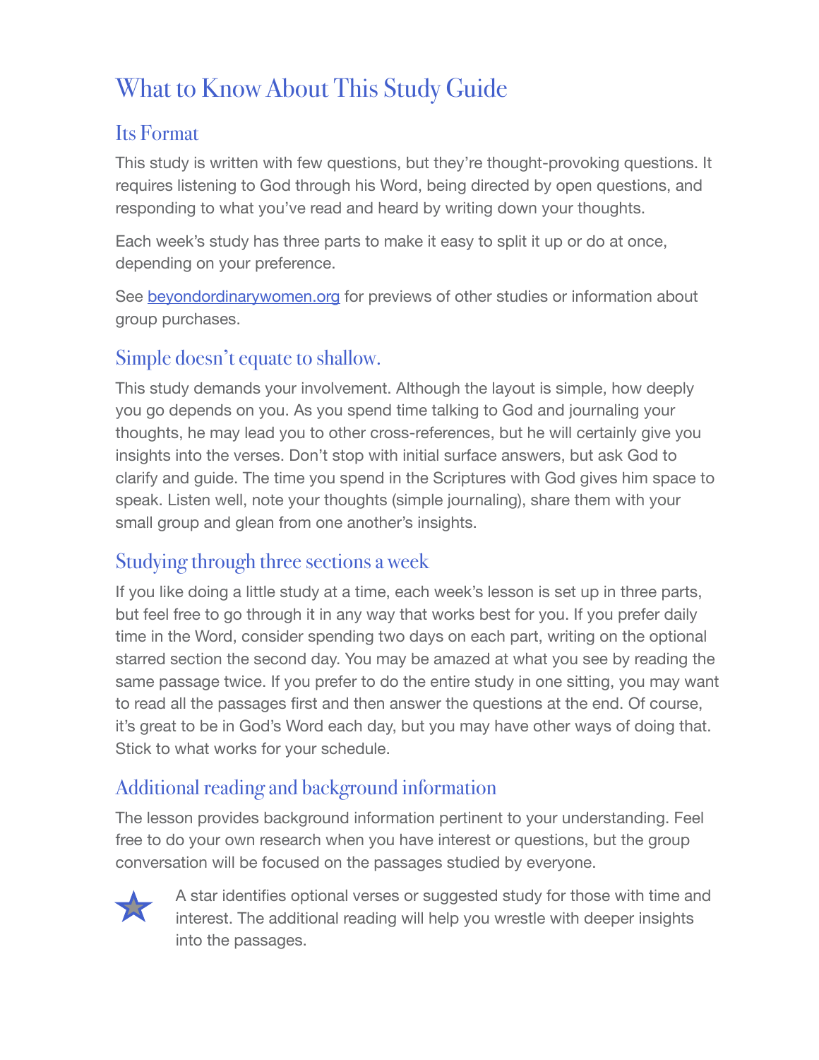# What to Know About This Study Guide

## Its Format

This study is written with few questions, but they're thought-provoking questions. It requires listening to God through his Word, being directed by open questions, and responding to what you've read and heard by writing down your thoughts.

Each week's study has three parts to make it easy to split it up or do at once, depending on your preference.

See [beyondordinarywomen.org](https://beyondordinarywomen.org) for previews of other studies or information about group purchases.

## Simple doesn't equate to shallow.

This study demands your involvement. Although the layout is simple, how deeply you go depends on you. As you spend time talking to God and journaling your thoughts, he may lead you to other cross-references, but he will certainly give you insights into the verses. Don't stop with initial surface answers, but ask God to clarify and guide. The time you spend in the Scriptures with God gives him space to speak. Listen well, note your thoughts (simple journaling), share them with your small group and glean from one another's insights.

## Studying through three sections a week

If you like doing a little study at a time, each week's lesson is set up in three parts, but feel free to go through it in any way that works best for you. If you prefer daily time in the Word, consider spending two days on each part, writing on the optional starred section the second day. You may be amazed at what you see by reading the same passage twice. If you prefer to do the entire study in one sitting, you may want to read all the passages first and then answer the questions at the end. Of course, it's great to be in God's Word each day, but you may have other ways of doing that. Stick to what works for your schedule.

## Additional reading and background information

The lesson provides background information pertinent to your understanding. Feel free to do your own research when you have interest or questions, but the group conversation will be focused on the passages studied by everyone.

★ A star identifies optional verses or suggested study for those with time and interest. The additional reading will help you wrestle with deeper insights into the passages.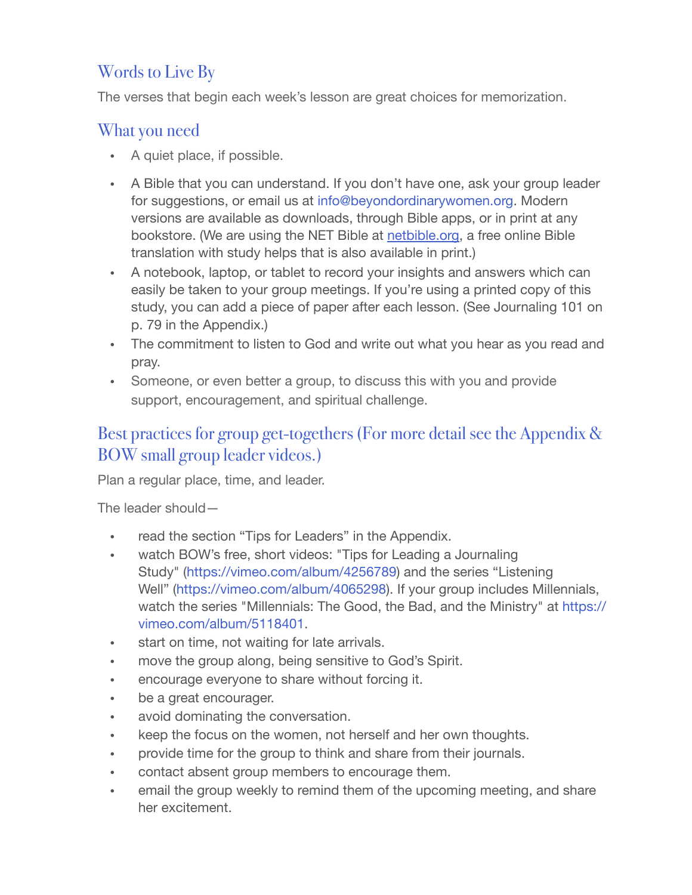## Words to Live By

The verses that begin each week's lesson are great choices for memorization.

## What you need

- A quiet place, if possible.
- A Bible that you can understand. If you don't have one, ask your group leader for suggestions, or email us at info@beyondordinarywomen.org. Modern versions are available as downloads, through Bible apps, or in print at any bookstore. (We are using the NET Bible at netbible.org, a free online Bible translation with study helps that is also available in print.)
- A notebook, laptop, or tablet to record your insights and answers which can easily be taken to your group meetings. If you're using a printed copy of this study, you can add a piece of paper after each lesson. (See Journaling 101 on p. 79 in the Appendix.)
- The commitment to listen to God and write out what you hear as you read and pray.
- Someone, or even better a group, to discuss this with you and provide support, encouragement, and spiritual challenge.

## Best practices for group get-togethers (For more detail see the Appendix & BOW small group leader videos.)

Plan a regular place, time, and leader.

The leader should—

- read the section "Tips for Leaders" in the Appendix.
- watch BOW's free, short videos: "Tips for Leading a Journaling Study" (https://vimeo.com/album/4256789) and the series "Listening Well" (https://vimeo.com/album/4065298). If your group includes Millennials, watch the series "Millennials: The Good, the Bad, and the Ministry" at https://vimeo.com/album/5118401.
- start on time, not waiting for late arrivals.
- move the group along, being sensitive to God's Spirit.
- encourage everyone to share without forcing it.
- be a great encourager.
- avoid dominating the conversation.
- keep the focus on the women, not herself and her own thoughts.
- provide time for the group to think and share from their journals.
- contact absent group members to encourage them.
- email the group weekly to remind them of the upcoming meeting, and share her excitement.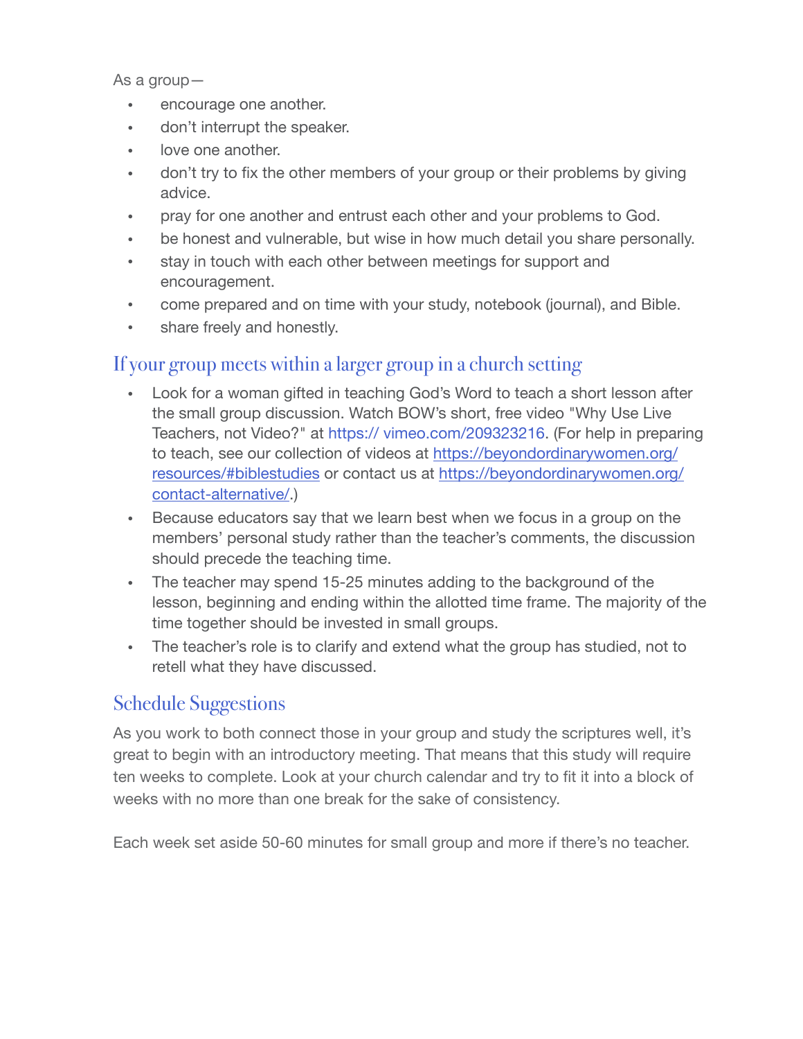As a group—

- encourage one another.
- don't interrupt the speaker.
- love one another.
- don't try to fix the other members of your group or their problems by giving advice.
- pray for one another and entrust each other and your problems to God.
- be honest and vulnerable, but wise in how much detail you share personally.
- stay in touch with each other between meetings for support and encouragement.
- come prepared and on time with your study, notebook (journal), and Bible.
- share freely and honestly.

## If your group meets within a larger group in a church setting

- Look for a woman gifted in teaching God's Word to teach a short lesson after the small group discussion. Watch BOW's short, free video "Why Use Live Teachers, not Video?" at https:// vimeo.com/209323216. (For help in preparing to teach, see our collection of videos at https://beyondordinarywomen.org/resources/#biblestudies or contact us at https://beyondordinarywomen.org/contact-alternative/.)
- Because educators say that we learn best when we focus in a group on the members' personal study rather than the teacher's comments, the discussion should precede the teaching time.
- The teacher may spend 15-25 minutes adding to the background of the lesson, beginning and ending within the allotted time frame. The majority of the time together should be invested in small groups.
- The teacher's role is to clarify and extend what the group has studied, not to retell what they have discussed.

## Schedule Suggestions

As you work to both connect those in your group and study the scriptures well, it's great to begin with an introductory meeting. That means that this study will require ten weeks to complete. Look at your church calendar and try to fit it into a block of weeks with no more than one break for the sake of consistency.

Each week set aside 50-60 minutes for small group and more if there's no teacher.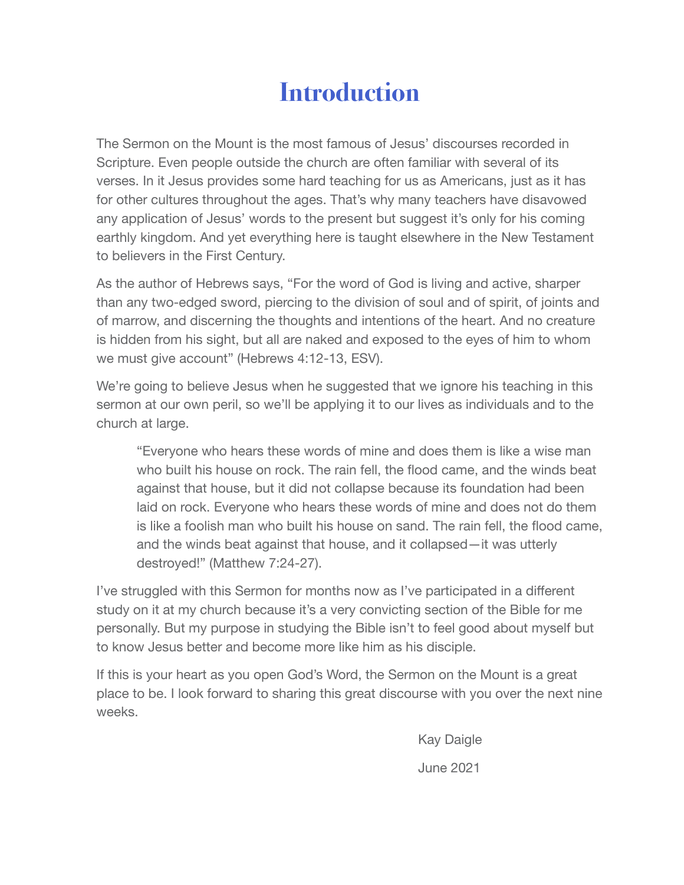# Introduction

The Sermon on the Mount is the most famous of Jesus' discourses recorded in Scripture. Even people outside the church are often familiar with several of its verses. In it Jesus provides some hard teaching for us as Americans, just as it has for other cultures throughout the ages. That's why many teachers have disavowed any application of Jesus' words to the present but suggest it's only for his coming earthly kingdom. And yet everything here is taught elsewhere in the New Testament to believers in the First Century.

As the author of Hebrews says, "For the word of God is living and active, sharper than any two-edged sword, piercing to the division of soul and of spirit, of joints and of marrow, and discerning the thoughts and intentions of the heart. And no creature is hidden from his sight, but all are naked and exposed to the eyes of him to whom we must give account" (Hebrews 4:12-13, ESV).

We're going to believe Jesus when he suggested that we ignore his teaching in this sermon at our own peril, so we'll be applying it to our lives as individuals and to the church at large.

> "Everyone who hears these words of mine and does them is like a wise man who built his house on rock. The rain fell, the flood came, and the winds beat against that house, but it did not collapse because its foundation had been laid on rock. Everyone who hears these words of mine and does not do them is like a foolish man who built his house on sand. The rain fell, the flood came, and the winds beat against that house, and it collapsed—it was utterly destroyed!" (Matthew 7:24-27).

I've struggled with this Sermon for months now as I've participated in a different study on it at my church because it's a very convicting section of the Bible for me personally. But my purpose in studying the Bible isn't to feel good about myself but to know Jesus better and become more like him as his disciple.

If this is your heart as you open God's Word, the Sermon on the Mount is a great place to be. I look forward to sharing this great discourse with you over the next nine weeks.

Kay Daigle

June 2021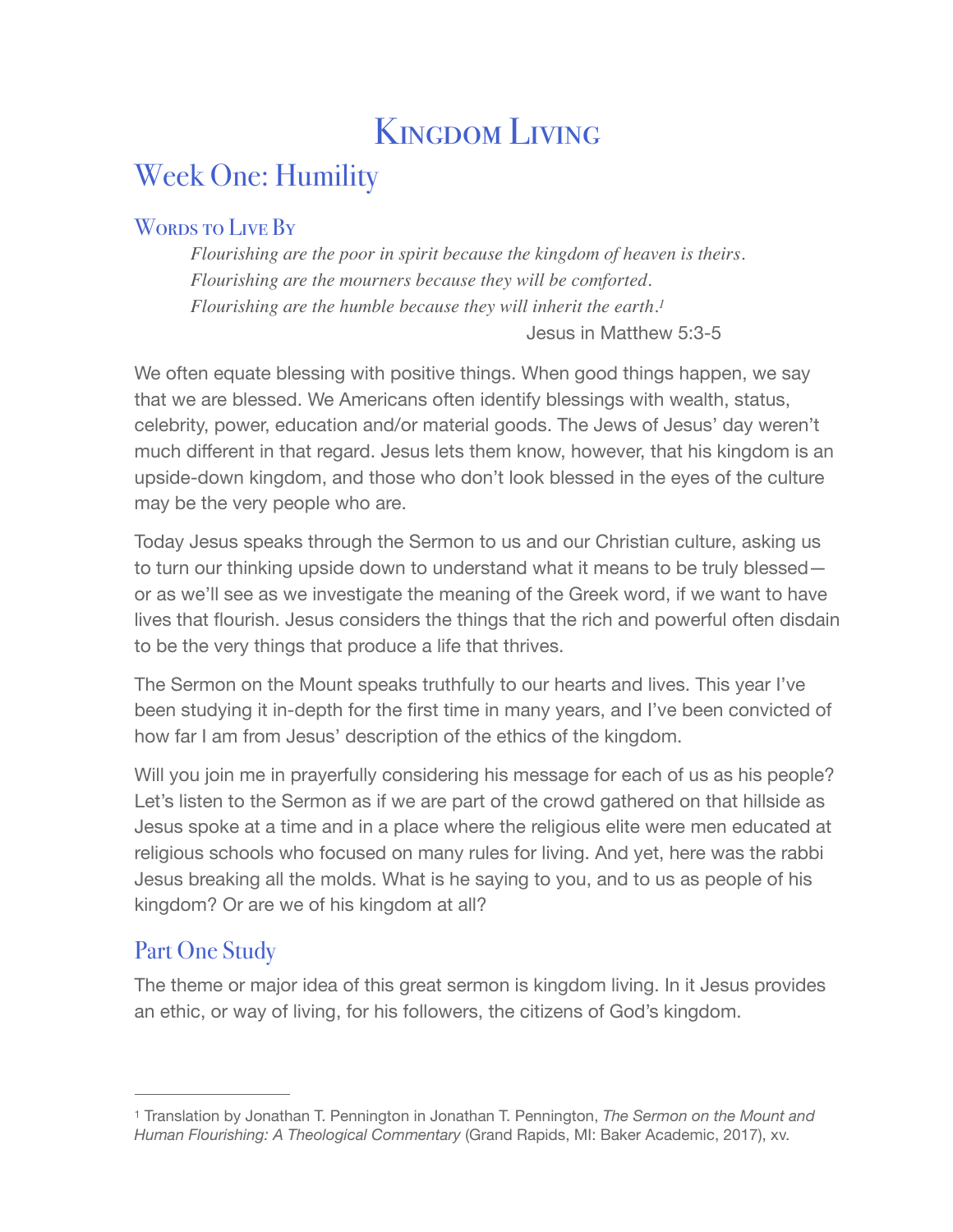# Kingdom Living

## Week One: Humility

### Words to Live By

> *Flourishing are the poor in spirit because the kingdom of heaven is theirs.*
> *Flourishing are the mourners because they will be comforted.*
> *Flourishing are the humble because they will inherit the earth.*[1]
>
> Jesus in Matthew 5:3-5

We often equate blessing with positive things. When good things happen, we say that we are blessed. We Americans often identify blessings with wealth, status, celebrity, power, education and/or material goods. The Jews of Jesus' day weren't much different in that regard. Jesus lets them know, however, that his kingdom is an upside-down kingdom, and those who don't look blessed in the eyes of the culture may be the very people who are.

Today Jesus speaks through the Sermon to us and our Christian culture, asking us to turn our thinking upside down to understand what it means to be truly blessed—or as we'll see as we investigate the meaning of the Greek word, if we want to have lives that flourish. Jesus considers the things that the rich and powerful often disdain to be the very things that produce a life that thrives.

The Sermon on the Mount speaks truthfully to our hearts and lives. This year I've been studying it in-depth for the first time in many years, and I've been convicted of how far I am from Jesus' description of the ethics of the kingdom.

Will you join me in prayerfully considering his message for each of us as his people? Let's listen to the Sermon as if we are part of the crowd gathered on that hillside as Jesus spoke at a time and in a place where the religious elite were men educated at religious schools who focused on many rules for living. And yet, here was the rabbi Jesus breaking all the molds. What is he saying to you, and to us as people of his kingdom? Or are we of his kingdom at all?

## Part One Study

The theme or major idea of this great sermon is kingdom living. In it Jesus provides an ethic, or way of living, for his followers, the citizens of God's kingdom.

---

[1] Translation by Jonathan T. Pennington in Jonathan T. Pennington, *The Sermon on the Mount and Human Flourishing: A Theological Commentary* (Grand Rapids, MI: Baker Academic, 2017), xv.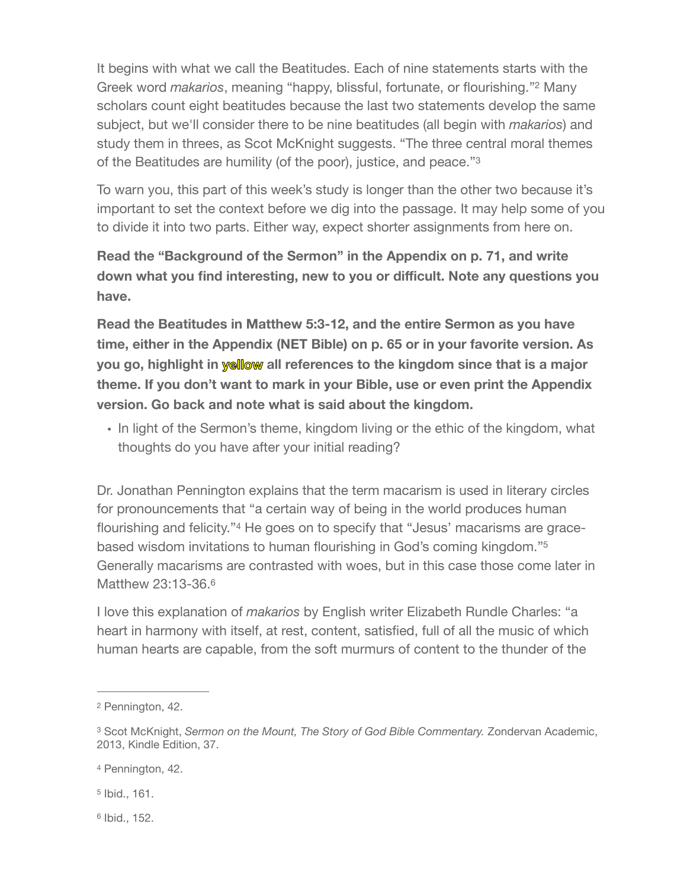It begins with what we call the Beatitudes. Each of nine statements starts with the Greek word *makarios*, meaning "happy, blissful, fortunate, or flourishing."[2] Many scholars count eight beatitudes because the last two statements develop the same subject, but we'll consider there to be nine beatitudes (all begin with *makarios*) and study them in threes, as Scot McKnight suggests. "The three central moral themes of the Beatitudes are humility (of the poor), justice, and peace."[3]

To warn you, this part of this week's study is longer than the other two because it's important to set the context before we dig into the passage. It may help some of you to divide it into two parts. Either way, expect shorter assignments from here on.

**Read the "Background of the Sermon" in the Appendix on p. 71, and write down what you find interesting, new to you or difficult. Note any questions you have.**

**Read the Beatitudes in Matthew 5:3-12, and the entire Sermon as you have time, either in the Appendix (NET Bible) on p. 65 or in your favorite version. As you go, highlight in yellow all references to the kingdom since that is a major theme. If you don't want to mark in your Bible, use or even print the Appendix version. Go back and note what is said about the kingdom.**

- In light of the Sermon's theme, kingdom living or the ethic of the kingdom, what thoughts do you have after your initial reading?

Dr. Jonathan Pennington explains that the term macarism is used in literary circles for pronouncements that "a certain way of being in the world produces human flourishing and felicity."[4] He goes on to specify that "Jesus' macarisms are grace-based wisdom invitations to human flourishing in God's coming kingdom."[5] Generally macarisms are contrasted with woes, but in this case those come later in Matthew 23:13-36.[6]

I love this explanation of *makarios* by English writer Elizabeth Rundle Charles: "a heart in harmony with itself, at rest, content, satisfied, full of all the music of which human hearts are capable, from the soft murmurs of content to the thunder of the

---

[2] Pennington, 42.

[3] Scot McKnight, *Sermon on the Mount, The Story of God Bible Commentary.* Zondervan Academic, 2013, Kindle Edition, 37.

[4] Pennington, 42.

[5] Ibid., 161.

[6] Ibid., 152.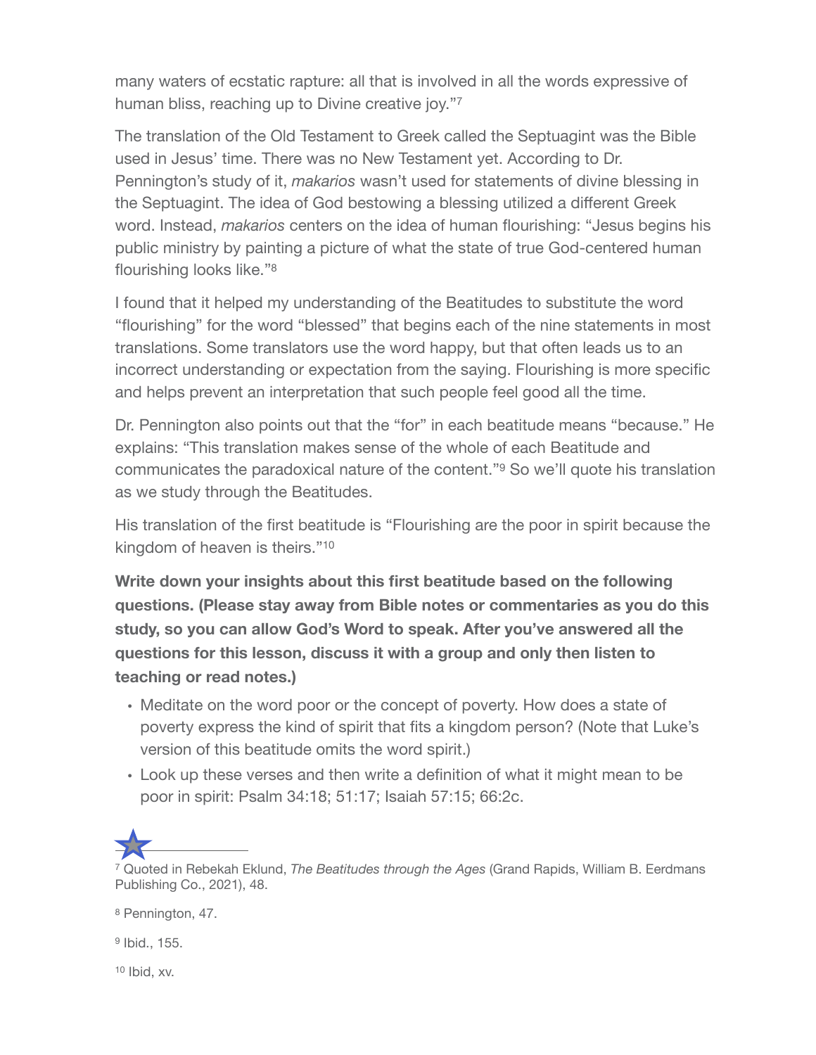many waters of ecstatic rapture: all that is involved in all the words expressive of human bliss, reaching up to Divine creative joy."[7]

The translation of the Old Testament to Greek called the Septuagint was the Bible used in Jesus' time. There was no New Testament yet. According to Dr. Pennington's study of it, *makarios* wasn't used for statements of divine blessing in the Septuagint. The idea of God bestowing a blessing utilized a different Greek word. Instead, *makarios* centers on the idea of human flourishing: "Jesus begins his public ministry by painting a picture of what the state of true God-centered human flourishing looks like."[8]

I found that it helped my understanding of the Beatitudes to substitute the word "flourishing" for the word "blessed" that begins each of the nine statements in most translations. Some translators use the word happy, but that often leads us to an incorrect understanding or expectation from the saying. Flourishing is more specific and helps prevent an interpretation that such people feel good all the time.

Dr. Pennington also points out that the "for" in each beatitude means "because." He explains: "This translation makes sense of the whole of each Beatitude and communicates the paradoxical nature of the content."[9] So we'll quote his translation as we study through the Beatitudes.

His translation of the first beatitude is "Flourishing are the poor in spirit because the kingdom of heaven is theirs."[10]

**Write down your insights about this first beatitude based on the following questions. (Please stay away from Bible notes or commentaries as you do this study, so you can allow God's Word to speak. After you've answered all the questions for this lesson, discuss it with a group and only then listen to teaching or read notes.)**

- Meditate on the word poor or the concept of poverty. How does a state of poverty express the kind of spirit that fits a kingdom person? (Note that Luke's version of this beatitude omits the word spirit.)
- Look up these verses and then write a definition of what it might mean to be poor in spirit: Psalm 34:18; 51:17; Isaiah 57:15; 66:2c.

---

[7] Quoted in Rebekah Eklund, *The Beatitudes through the Ages* (Grand Rapids, William B. Eerdmans Publishing Co., 2021), 48.

[8] Pennington, 47.

[9] Ibid., 155.

[10] Ibid, xv.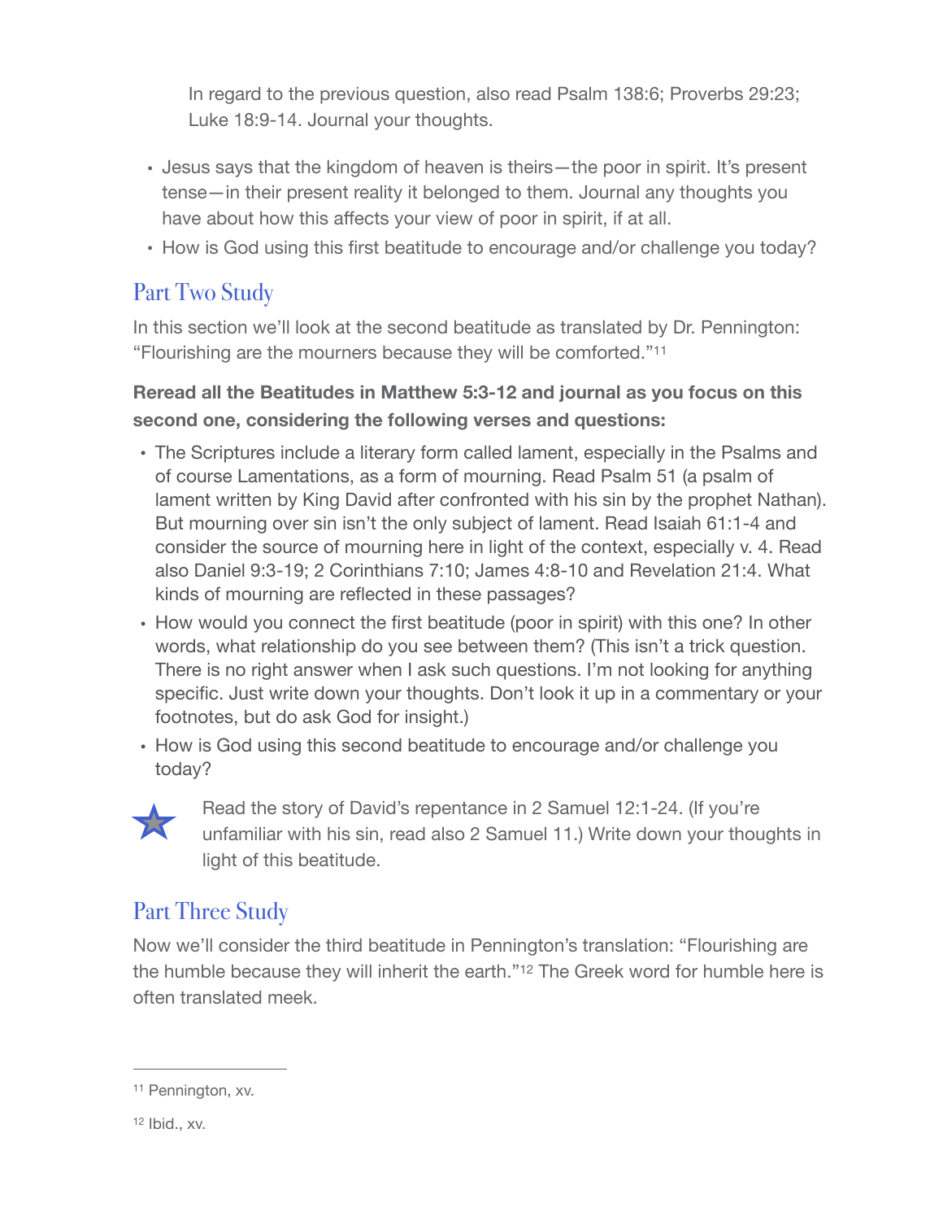In regard to the previous question, also read Psalm 138:6; Proverbs 29:23; Luke 18:9-14. Journal your thoughts.

- Jesus says that the kingdom of heaven is theirs—the poor in spirit. It's present tense—in their present reality it belonged to them. Journal any thoughts you have about how this affects your view of poor in spirit, if at all.
- How is God using this first beatitude to encourage and/or challenge you today?

## Part Two Study

In this section we'll look at the second beatitude as translated by Dr. Pennington: "Flourishing are the mourners because they will be comforted."[11]

**Reread all the Beatitudes in Matthew 5:3-12 and journal as you focus on this second one, considering the following verses and questions:**

- The Scriptures include a literary form called lament, especially in the Psalms and of course Lamentations, as a form of mourning. Read Psalm 51 (a psalm of lament written by King David after confronted with his sin by the prophet Nathan). But mourning over sin isn't the only subject of lament. Read Isaiah 61:1-4 and consider the source of mourning here in light of the context, especially v. 4. Read also Daniel 9:3-19; 2 Corinthians 7:10; James 4:8-10 and Revelation 21:4. What kinds of mourning are reflected in these passages?
- How would you connect the first beatitude (poor in spirit) with this one? In other words, what relationship do you see between them? (This isn't a trick question. There is no right answer when I ask such questions. I'm not looking for anything specific. Just write down your thoughts. Don't look it up in a commentary or your footnotes, but do ask God for insight.)
- How is God using this second beatitude to encourage and/or challenge you today?

★ Read the story of David's repentance in 2 Samuel 12:1-24. (If you're unfamiliar with his sin, read also 2 Samuel 11.) Write down your thoughts in light of this beatitude.

## Part Three Study

Now we'll consider the third beatitude in Pennington's translation: "Flourishing are the humble because they will inherit the earth."[12] The Greek word for humble here is often translated meek.

---

[11] Pennington, xv.

[12] Ibid., xv.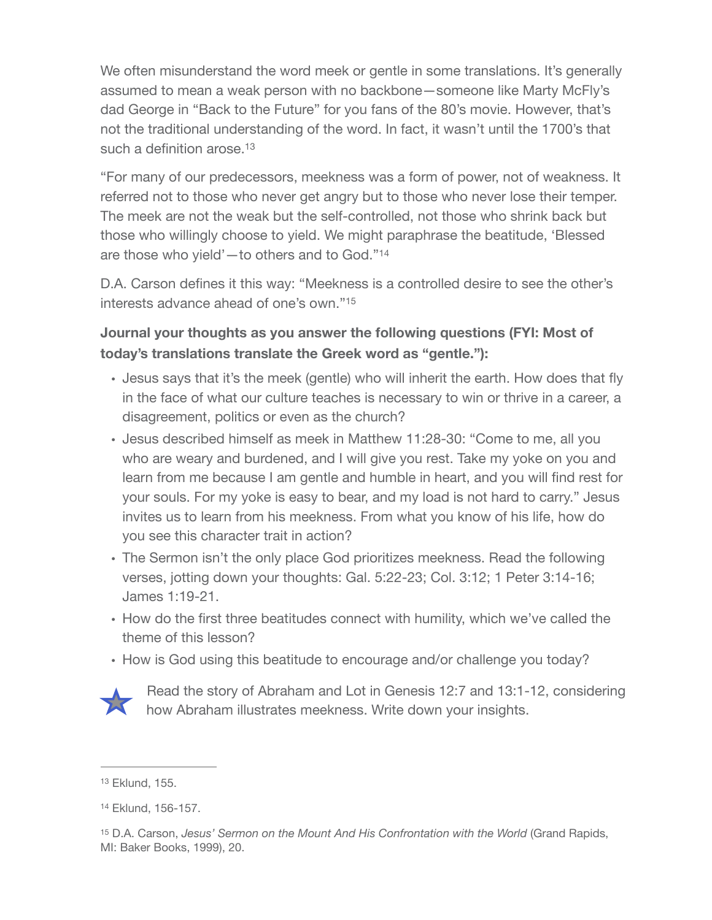We often misunderstand the word meek or gentle in some translations. It's generally assumed to mean a weak person with no backbone—someone like Marty McFly's dad George in "Back to the Future" for you fans of the 80's movie. However, that's not the traditional understanding of the word. In fact, it wasn't until the 1700's that such a definition arose.[13]

"For many of our predecessors, meekness was a form of power, not of weakness. It referred not to those who never get angry but to those who never lose their temper. The meek are not the weak but the self-controlled, not those who shrink back but those who willingly choose to yield. We might paraphrase the beatitude, 'Blessed are those who yield'—to others and to God."[14]

D.A. Carson defines it this way: "Meekness is a controlled desire to see the other's interests advance ahead of one's own."[15]

**Journal your thoughts as you answer the following questions (FYI: Most of today's translations translate the Greek word as "gentle."):**

- Jesus says that it's the meek (gentle) who will inherit the earth. How does that fly in the face of what our culture teaches is necessary to win or thrive in a career, a disagreement, politics or even as the church?
- Jesus described himself as meek in Matthew 11:28-30: "Come to me, all you who are weary and burdened, and I will give you rest. Take my yoke on you and learn from me because I am gentle and humble in heart, and you will find rest for your souls. For my yoke is easy to bear, and my load is not hard to carry." Jesus invites us to learn from his meekness. From what you know of his life, how do you see this character trait in action?
- The Sermon isn't the only place God prioritizes meekness. Read the following verses, jotting down your thoughts: Gal. 5:22-23; Col. 3:12; 1 Peter 3:14-16; James 1:19-21.
- How do the first three beatitudes connect with humility, which we've called the theme of this lesson?
- How is God using this beatitude to encourage and/or challenge you today?

Read the story of Abraham and Lot in Genesis 12:7 and 13:1-12, considering how Abraham illustrates meekness. Write down your insights.

---

[13] Eklund, 155.

[14] Eklund, 156-157.

[15] D.A. Carson, *Jesus' Sermon on the Mount And His Confrontation with the World* (Grand Rapids, MI: Baker Books, 1999), 20.